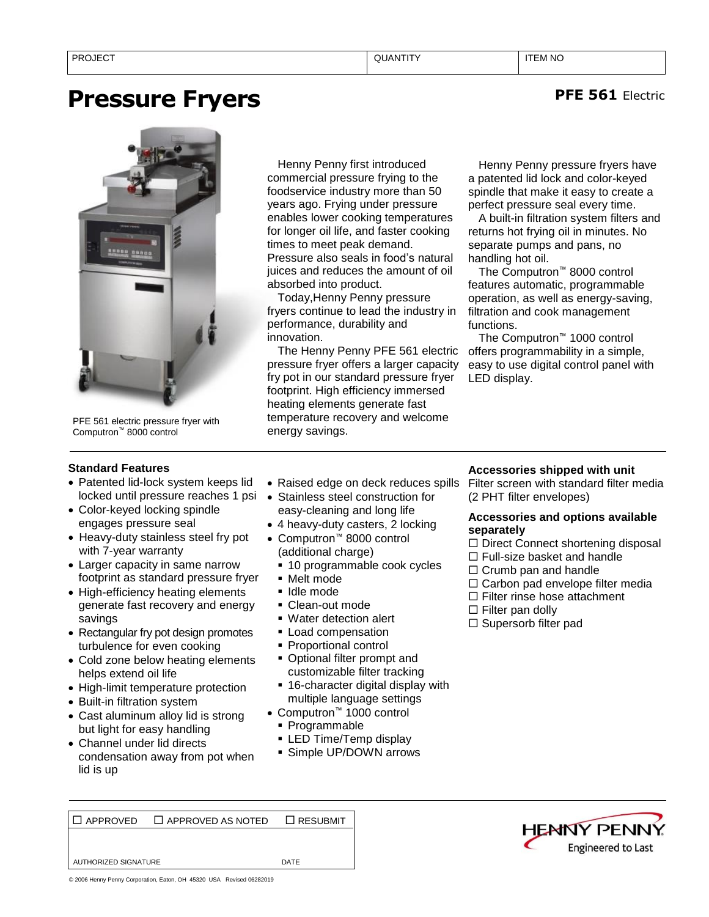| PROJECT | QUANTITY | ITEM NO |
| --- | --- | --- |
| | | |

# Pressure Fryers

**PFE 561** Electric

PFE 561 electric pressure fryer with Computron™ 8000 control

Henny Penny first introduced commercial pressure frying to the foodservice industry more than 50 years ago. Frying under pressure enables lower cooking temperatures for longer oil life, and faster cooking times to meet peak demand. Pressure also seals in food's natural juices and reduces the amount of oil absorbed into product.

Today,Henny Penny pressure fryers continue to lead the industry in performance, durability and innovation.

The Henny Penny PFE 561 electric pressure fryer offers a larger capacity fry pot in our standard pressure fryer footprint. High efficiency immersed heating elements generate fast temperature recovery and welcome energy savings.

Henny Penny pressure fryers have a patented lid lock and color-keyed spindle that make it easy to create a perfect pressure seal every time.

A built-in filtration system filters and returns hot frying oil in minutes. No separate pumps and pans, no handling hot oil.

The Computron™ 8000 control features automatic, programmable operation, as well as energy-saving, filtration and cook management functions.

The Computron™ 1000 control offers programmability in a simple, easy to use digital control panel with LED display.

### Standard Features

- Patented lid-lock system keeps lid locked until pressure reaches 1 psi
- Color-keyed locking spindle engages pressure seal
- Heavy-duty stainless steel fry pot with 7-year warranty
- Larger capacity in same narrow footprint as standard pressure fryer
- High-efficiency heating elements generate fast recovery and energy savings
- Rectangular fry pot design promotes turbulence for even cooking
- Cold zone below heating elements helps extend oil life
- High-limit temperature protection
- Built-in filtration system
- Cast aluminum alloy lid is strong but light for easy handling
- Channel under lid directs condensation away from pot when lid is up
- Raised edge on deck reduces spills
- Stainless steel construction for easy-cleaning and long life
- 4 heavy-duty casters, 2 locking
- Computron™ 8000 control (additional charge)
  - 10 programmable cook cycles
  - Melt mode
  - Idle mode
  - Clean-out mode
  - Water detection alert
  - Load compensation
  - Proportional control
  - Optional filter prompt and customizable filter tracking
  - 16-character digital display with multiple language settings
- Computron™ 1000 control
  - Programmable
  - LED Time/Temp display
  - Simple UP/DOWN arrows

### Accessories shipped with unit

Filter screen with standard filter media (2 PHT filter envelopes)

### Accessories and options available separately

- ☐ Direct Connect shortening disposal
- ☐ Full-size basket and handle
- ☐ Crumb pan and handle
- ☐ Carbon pad envelope filter media
- ☐ Filter rinse hose attachment
- ☐ Filter pan dolly
- ☐ Supersorb filter pad

| ☐ APPROVED | ☐ APPROVED AS NOTED | ☐ RESUBMIT |
| --- | --- | --- |
| AUTHORIZED SIGNATURE | | DATE |

HENNY PENNY Engineered to Last

© 2006 Henny Penny Corporation, Eaton, OH 45320 USA Revised 06282019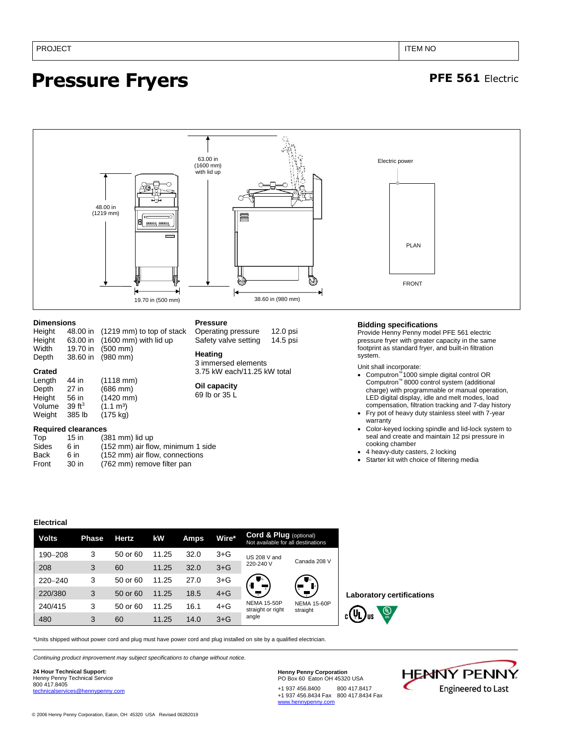| PROJECT | ITEM NO |
|---|---|

# Pressure Fryers

**PFE 561** Electric

63.00 in
(1600 mm)
with lid up

48.00 in
(1219 mm)

19.70 in (500 mm)

38.60 in (980 mm)

Electric power

PLAN

FRONT

### Dimensions

| | | |
|---|---|---|
| Height | 48.00 in | (1219 mm) to top of stack |
| Height | 63.00 in | (1600 mm) with lid up |
| Width | 19.70 in | (500 mm) |
| Depth | 38.60 in | (980 mm) |

### Crated

| | | |
|---|---|---|
| Length | 44 in | (1118 mm) |
| Depth | 27 in | (686 mm) |
| Height | 56 in | (1420 mm) |
| Volume | 39 $ft^3$ | (1.1 $m^3$) |
| Weight | 385 lb | (175 kg) |

### Required clearances

| | | |
|---|---|---|
| Top | 15 in | (381 mm) lid up |
| Sides | 6 in | (152 mm) air flow, minimum 1 side |
| Back | 6 in | (152 mm) air flow, connections |
| Front | 30 in | (762 mm) remove filter pan |

### Pressure

| | |
|---|---|
| Operating pressure | 12.0 psi |
| Safety valve setting | 14.5 psi |

### Heating

3 immersed elements
3.75 kW each/11.25 kW total

### Oil capacity

69 lb or 35 L

### Bidding specifications

Provide Henny Penny model PFE 561 electric pressure fryer with greater capacity in the same footprint as standard fryer, and built-in filtration system.

Unit shall incorporate:

- Computron™1000 simple digital control OR Computron™ 8000 control system (additional charge) with programmable or manual operation, LED digital display, idle and melt modes, load compensation, filtration tracking and 7-day history
- Fry pot of heavy duty stainless steel with 7-year warranty
- Color-keyed locking spindle and lid-lock system to seal and create and maintain 12 psi pressure in cooking chamber
- 4 heavy-duty casters, 2 locking
- Starter kit with choice of filtering media

### Electrical

| Volts | Phase | Hertz | kW | Amps | Wire* | Cord & Plug (optional) Not available for all destinations | |
|---|---|---|---|---|---|---|---|
| 190–208 | 3 | 50 or 60 | 11.25 | 32.0 | 3+G | US 208 V and 220-240 V | Canada 208 V |
| 208 | 3 | 60 | 11.25 | 32.0 | 3+G | | |
| 220–240 | 3 | 50 or 60 | 11.25 | 27.0 | 3+G | | |
| 220/380 | 3 | 50 or 60 | 11.25 | 18.5 | 4+G | NEMA 15-50P straight or right angle | NEMA 15-60P straight |
| 240/415 | 3 | 50 or 60 | 11.25 | 16.1 | 4+G | | |
| 480 | 3 | 60 | 11.25 | 14.0 | 3+G | | |

### Laboratory certifications

*Units shipped without power cord and plug must have power cord and plug installed on site by a qualified electrician.

*Continuing product improvement may subject specifications to change without notice.*

**24 Hour Technical Support:**
Henny Penny Technical Service
800 417.8405
technicalservices@hennypenny.com

**Henny Penny Corporation**
PO Box 60 Eaton OH 45320 USA
+1 937 456.8400 800 417.8417
+1 937 456.8434 Fax 800 417.8434 Fax
www.hennypenny.com

HENNY PENNY
Engineered to Last

© 2006 Henny Penny Corporation, Eaton, OH 45320 USA Revised 06282019